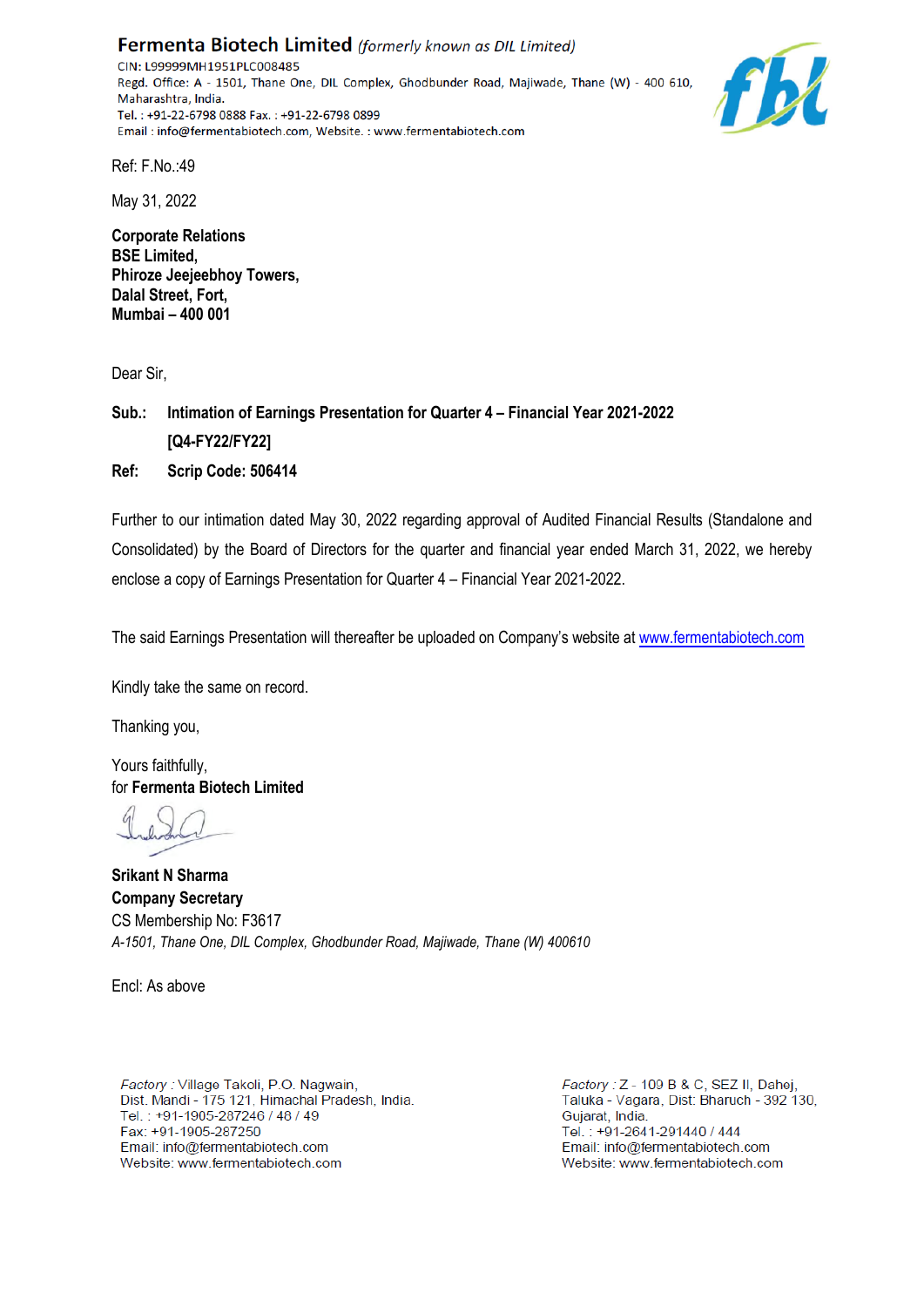**Fermenta Biotech Limited** *(formerly known as DIL Limited)*
CIN: L99999MH1951PLC008485
Regd. Office: A - 1501, Thane One, DIL Complex, Ghodbunder Road, Majiwade, Thane (W) - 400 610, Maharashtra, India.
Tel. : +91-22-6798 0888 Fax. : +91-22-6798 0899
Email : info@fermentabiotech.com, Website. : www.fermentabiotech.com

Ref: F.No.:49

May 31, 2022

**Corporate Relations**
**BSE Limited,**
**Phiroze Jeejeebhoy Towers,**
**Dalal Street, Fort,**
**Mumbai – 400 001**

Dear Sir,

**Sub.: Intimation of Earnings Presentation for Quarter 4 – Financial Year 2021-2022 [Q4-FY22/FY22]**

**Ref: Scrip Code: 506414**

Further to our intimation dated May 30, 2022 regarding approval of Audited Financial Results (Standalone and Consolidated) by the Board of Directors for the quarter and financial year ended March 31, 2022, we hereby enclose a copy of Earnings Presentation for Quarter 4 – Financial Year 2021-2022.

The said Earnings Presentation will thereafter be uploaded on Company's website at www.fermentabiotech.com

Kindly take the same on record.

Thanking you,

Yours faithfully,
for **Fermenta Biotech Limited**

**Srikant N Sharma**
**Company Secretary**
CS Membership No: F3617
*A-1501, Thane One, DIL Complex, Ghodbunder Road, Majiwade, Thane (W) 400610*

Encl: As above

*Factory* : Village Takoli, P.O. Nagwain, Dist. Mandi - 175 121, Himachal Pradesh, India.
Tel. : +91-1905-287246 / 48 / 49
Fax: +91-1905-287250
Email: info@fermentabiotech.com
Website: www.fermentabiotech.com

*Factory* : Z - 109 B & C, SEZ II, Dahej, Taluka - Vagara, Dist: Bharuch - 392 130, Gujarat, India.
Tel. : +91-2641-291440 / 444
Email: info@fermentabiotech.com
Website: www.fermentabiotech.com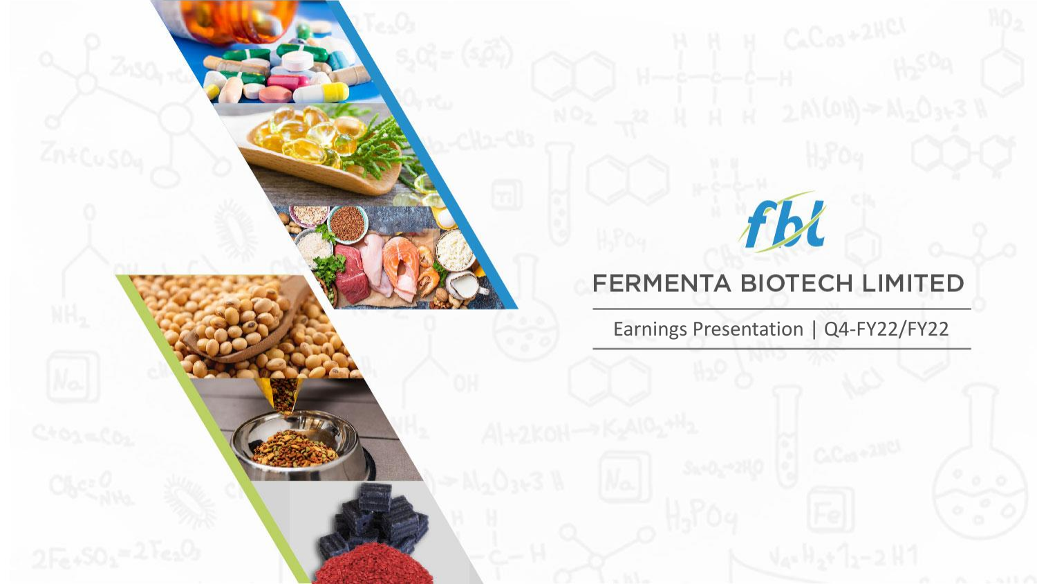# FERMENTA BIOTECH LIMITED

Earnings Presentation | Q4-FY22/FY22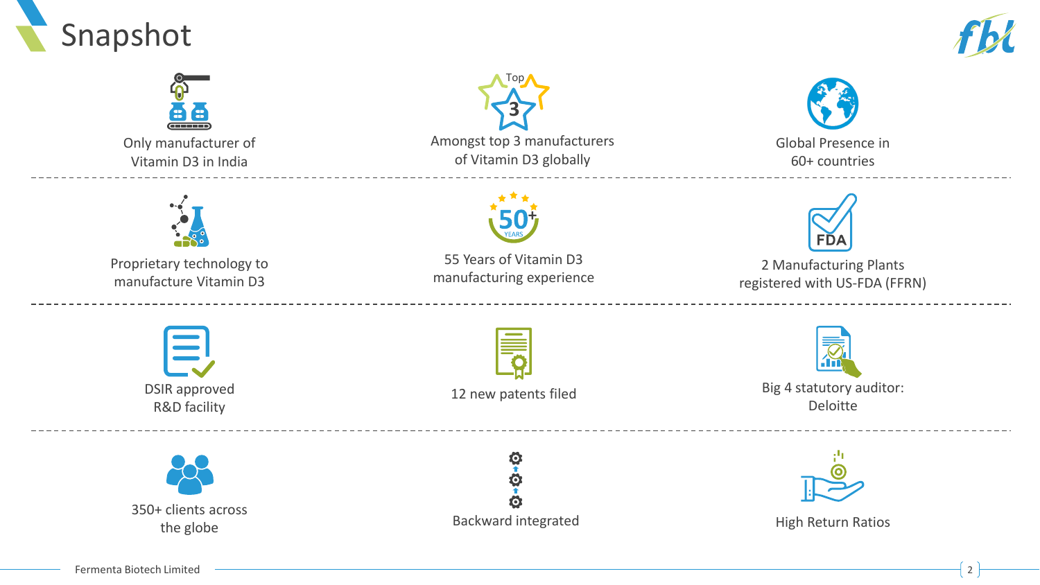# Snapshot

- Only manufacturer of Vitamin D3 in India
- Amongst top 3 manufacturers of Vitamin D3 globally
- Global Presence in 60+ countries
- Proprietary technology to manufacture Vitamin D3
- 55 Years of Vitamin D3 manufacturing experience
- 2 Manufacturing Plants registered with US-FDA (FFRN)
- DSIR approved R&D facility
- 12 new patents filed
- Big 4 statutory auditor: Deloitte
- 350+ clients across the globe
- Backward integrated
- High Return Ratios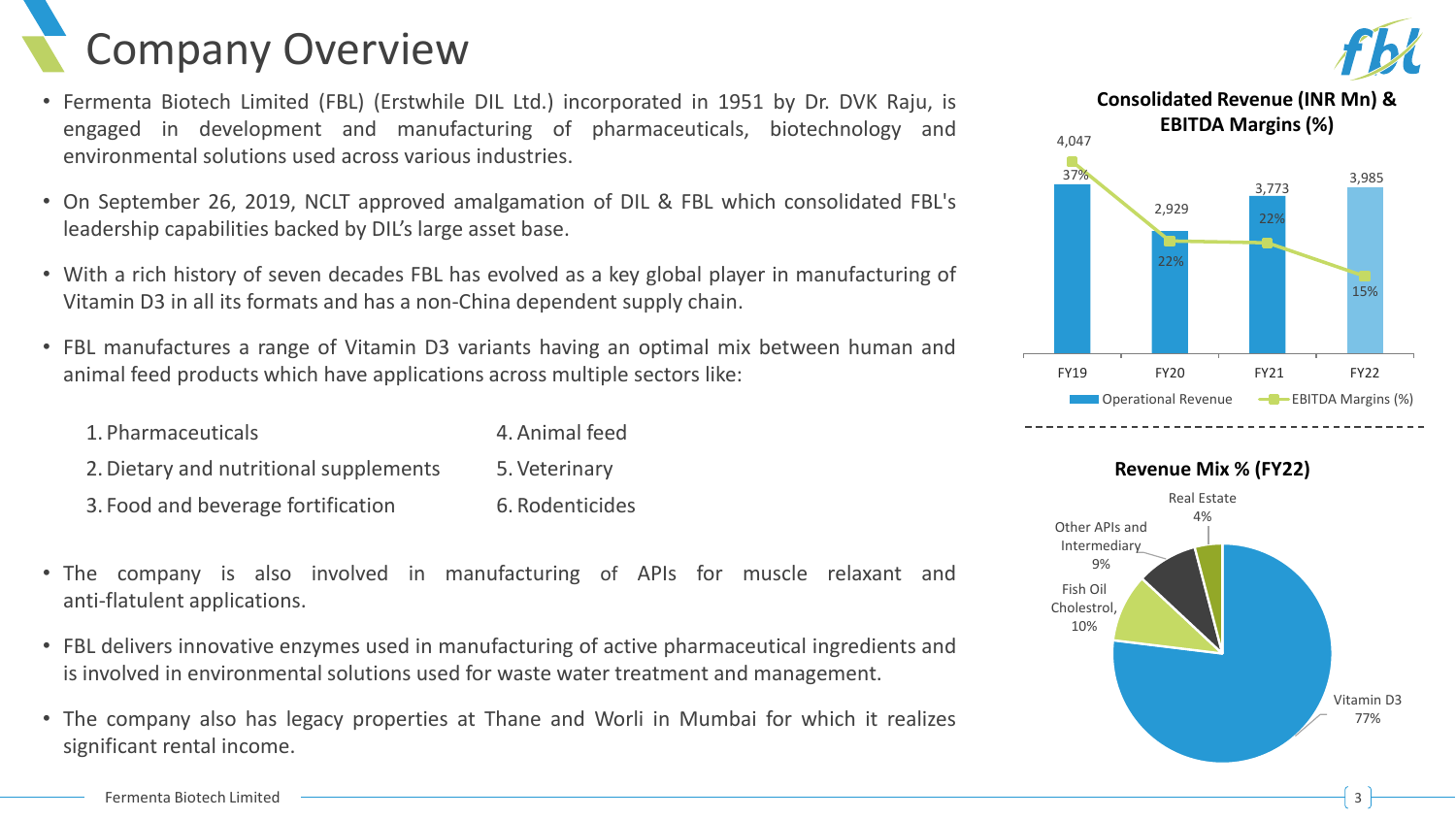# Company Overview

- Fermenta Biotech Limited (FBL) (Erstwhile DIL Ltd.) incorporated in 1951 by Dr. DVK Raju, is engaged in development and manufacturing of pharmaceuticals, biotechnology and environmental solutions used across various industries.
- On September 26, 2019, NCLT approved amalgamation of DIL & FBL which consolidated FBL's leadership capabilities backed by DIL's large asset base.
- With a rich history of seven decades FBL has evolved as a key global player in manufacturing of Vitamin D3 in all its formats and has a non-China dependent supply chain.
- FBL manufactures a range of Vitamin D3 variants having an optimal mix between human and animal feed products which have applications across multiple sectors like:

  1. Pharmaceuticals
  2. Dietary and nutritional supplements
  3. Food and beverage fortification
  4. Animal feed
  5. Veterinary
  6. Rodenticides

- The company is also involved in manufacturing of APIs for muscle relaxant and anti-flatulent applications.
- FBL delivers innovative enzymes used in manufacturing of active pharmaceutical ingredients and is involved in environmental solutions used for waste water treatment and management.
- The company also has legacy properties at Thane and Worli in Mumbai for which it realizes significant rental income.

**Consolidated Revenue (INR Mn) & EBITDA Margins (%)**

| | FY19 | FY20 | FY21 | FY22 |
|---|---|---|---|---|
| Operational Revenue | 4,047 | 2,929 | 3,773 | 3,985 |
| EBITDA Margins (%) | 37% | 22% | 22% | 15% |

**Revenue Mix % (FY22)**

| Segment | Share |
|---|---|
| Vitamin D3 | 77% |
| Fish Oil Cholestrol | 10% |
| Other APIs and Intermediary | 9% |
| Real Estate | 4% |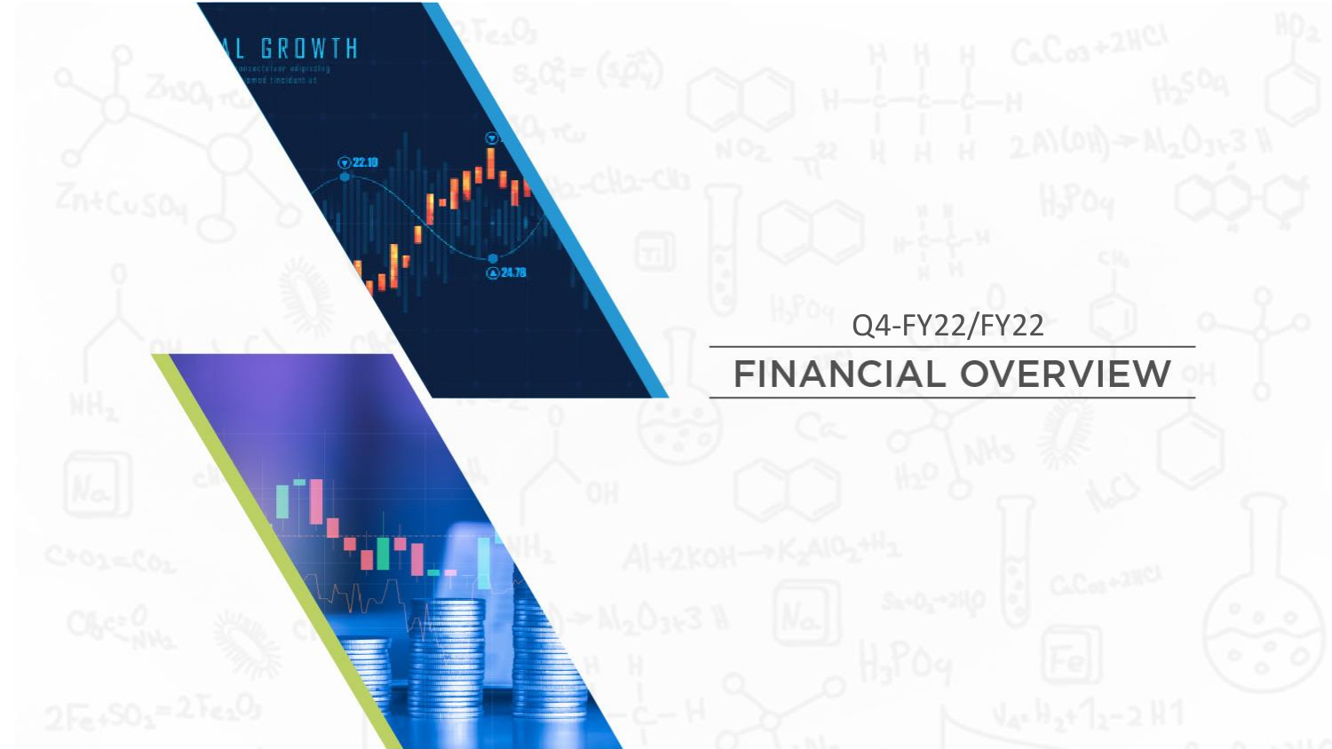Q4-FY22/FY22

# FINANCIAL OVERVIEW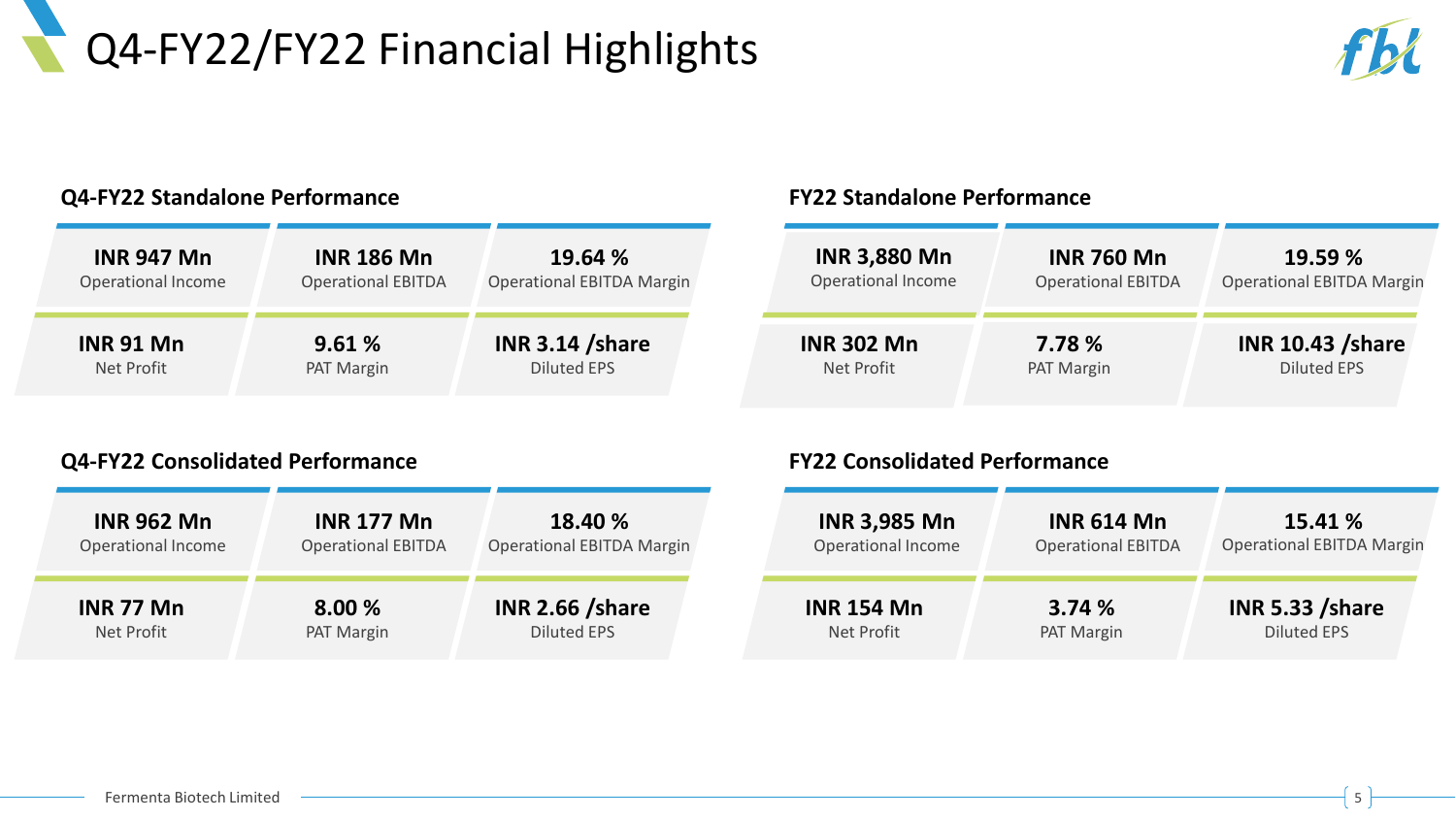# Q4-FY22/FY22 Financial Highlights

### Q4-FY22 Standalone Performance

| INR 947 Mn | INR 186 Mn | 19.64 % |
|---|---|---|
| Operational Income | Operational EBITDA | Operational EBITDA Margin |
| **INR 91 Mn** | **9.61 %** | **INR 3.14 /share** |
| Net Profit | PAT Margin | Diluted EPS |

### FY22 Standalone Performance

| INR 3,880 Mn | INR 760 Mn | 19.59 % |
|---|---|---|
| Operational Income | Operational EBITDA | Operational EBITDA Margin |
| **INR 302 Mn** | **7.78 %** | **INR 10.43 /share** |
| Net Profit | PAT Margin | Diluted EPS |

### Q4-FY22 Consolidated Performance

| INR 962 Mn | INR 177 Mn | 18.40 % |
|---|---|---|
| Operational Income | Operational EBITDA | Operational EBITDA Margin |
| **INR 77 Mn** | **8.00 %** | **INR 2.66 /share** |
| Net Profit | PAT Margin | Diluted EPS |

### FY22 Consolidated Performance

| INR 3,985 Mn | INR 614 Mn | 15.41 % |
|---|---|---|
| Operational Income | Operational EBITDA | Operational EBITDA Margin |
| **INR 154 Mn** | **3.74 %** | **INR 5.33 /share** |
| Net Profit | PAT Margin | Diluted EPS |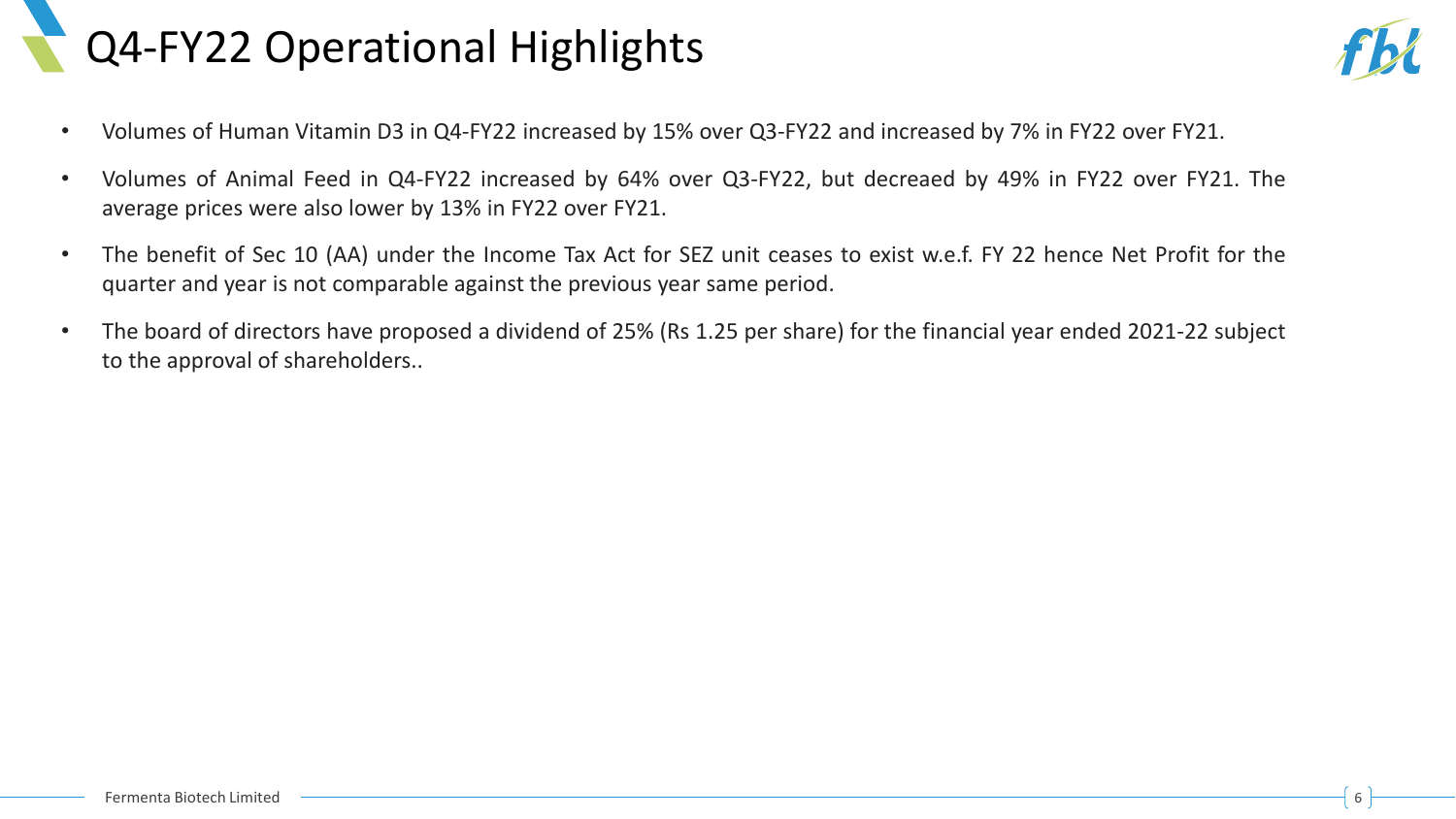# Q4-FY22 Operational Highlights

- Volumes of Human Vitamin D3 in Q4-FY22 increased by 15% over Q3-FY22 and increased by 7% in FY22 over FY21.
- Volumes of Animal Feed in Q4-FY22 increased by 64% over Q3-FY22, but decreaed by 49% in FY22 over FY21. The average prices were also lower by 13% in FY22 over FY21.
- The benefit of Sec 10 (AA) under the Income Tax Act for SEZ unit ceases to exist w.e.f. FY 22 hence Net Profit for the quarter and year is not comparable against the previous year same period.
- The board of directors have proposed a dividend of 25% (Rs 1.25 per share) for the financial year ended 2021-22 subject to the approval of shareholders..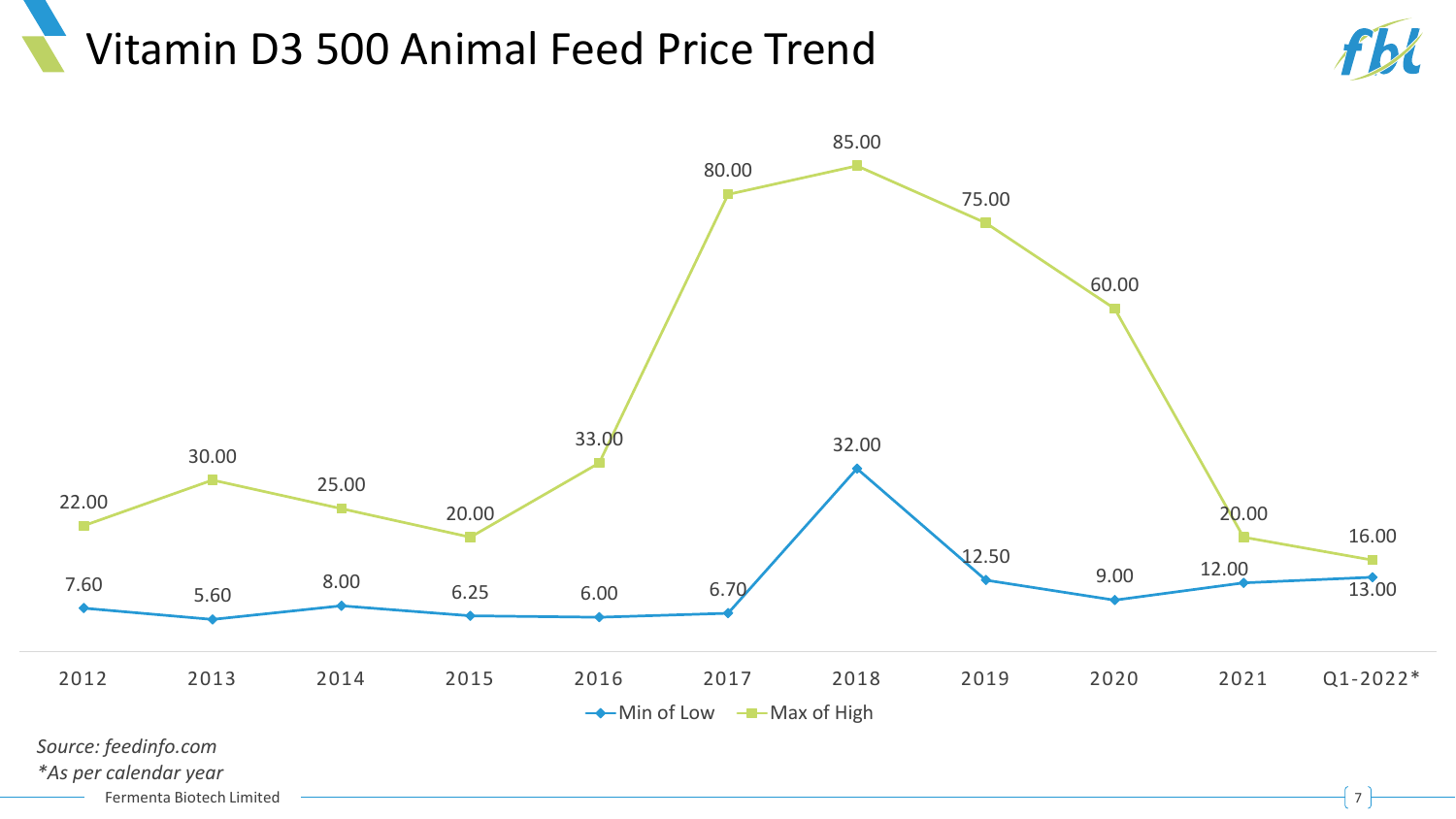# Vitamin D3 500 Animal Feed Price Trend

| Year | Min of Low | Max of High |
|---|---|---|
| 2012 | 7.60 | 22.00 |
| 2013 | 5.60 | 30.00 |
| 2014 | 8.00 | 25.00 |
| 2015 | 6.25 | 20.00 |
| 2016 | 6.00 | 33.00 |
| 2017 | 6.70 | 80.00 |
| 2018 | 32.00 | 85.00 |
| 2019 | 12.50 | 75.00 |
| 2020 | 9.00 | 60.00 |
| 2021 | 12.00 | 20.00 |
| Q1-2022* | 13.00 | 16.00 |

*Source: feedinfo.com*

*\*As per calendar year*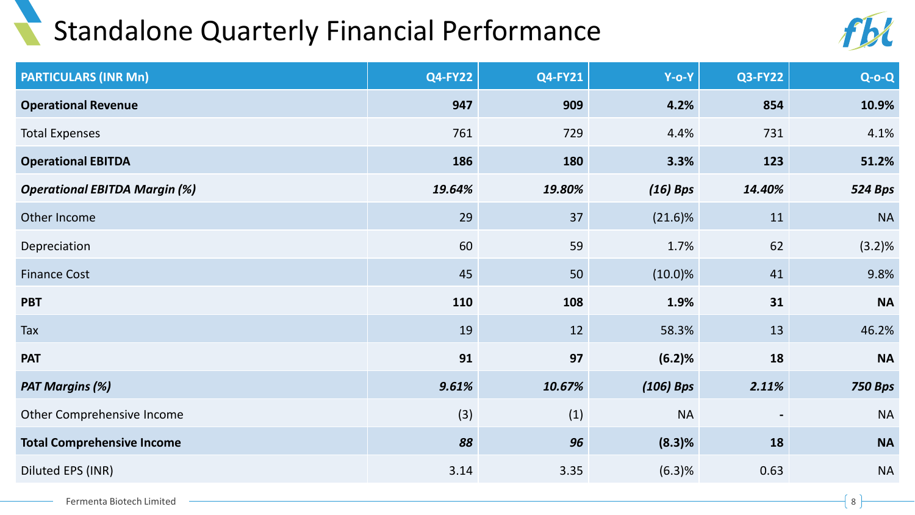# Standalone Quarterly Financial Performance

| PARTICULARS (INR Mn) | Q4-FY22 | Q4-FY21 | Y-o-Y | Q3-FY22 | Q-o-Q |
|---|---|---|---|---|---|
| **Operational Revenue** | **947** | **909** | **4.2%** | **854** | **10.9%** |
| Total Expenses | 761 | 729 | 4.4% | 731 | 4.1% |
| **Operational EBITDA** | **186** | **180** | **3.3%** | **123** | **51.2%** |
| ***Operational EBITDA Margin (%)*** | ***19.64%*** | ***19.80%*** | ***(16) Bps*** | ***14.40%*** | ***524 Bps*** |
| Other Income | 29 | 37 | (21.6)% | 11 | NA |
| Depreciation | 60 | 59 | 1.7% | 62 | (3.2)% |
| Finance Cost | 45 | 50 | (10.0)% | 41 | 9.8% |
| **PBT** | **110** | **108** | **1.9%** | **31** | **NA** |
| Tax | 19 | 12 | 58.3% | 13 | 46.2% |
| **PAT** | **91** | **97** | **(6.2)%** | **18** | **NA** |
| ***PAT Margins (%)*** | ***9.61%*** | ***10.67%*** | ***(106) Bps*** | ***2.11%*** | ***750 Bps*** |
| Other Comprehensive Income | (3) | (1) | NA | - | NA |
| **Total Comprehensive Income** | ***88*** | ***96*** | **(8.3)%** | **18** | **NA** |
| Diluted EPS (INR) | 3.14 | 3.35 | (6.3)% | 0.63 | NA |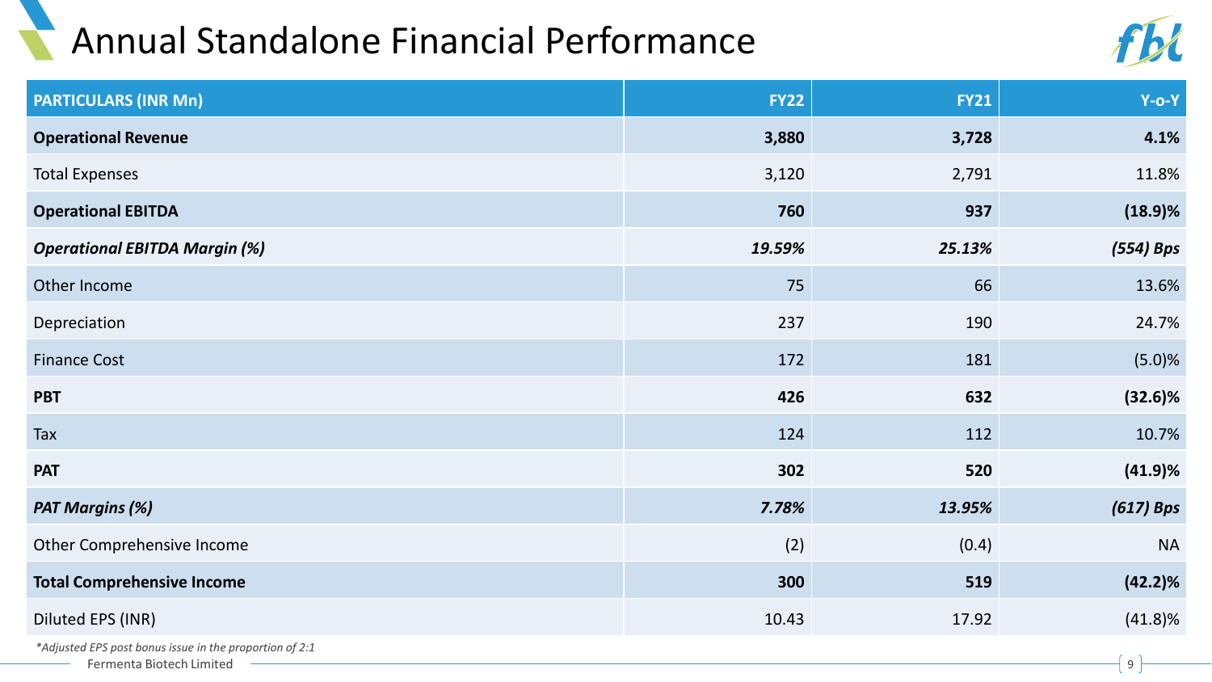# Annual Standalone Financial Performance

| PARTICULARS (INR Mn) | FY22 | FY21 | Y-o-Y |
|---|---|---|---|
| **Operational Revenue** | **3,880** | **3,728** | **4.1%** |
| Total Expenses | 3,120 | 2,791 | 11.8% |
| **Operational EBITDA** | **760** | **937** | **(18.9)%** |
| ***Operational EBITDA Margin (%)*** | ***19.59%*** | ***25.13%*** | ***(554) Bps*** |
| Other Income | 75 | 66 | 13.6% |
| Depreciation | 237 | 190 | 24.7% |
| Finance Cost | 172 | 181 | (5.0)% |
| **PBT** | **426** | **632** | **(32.6)%** |
| Tax | 124 | 112 | 10.7% |
| **PAT** | **302** | **520** | **(41.9)%** |
| ***PAT Margins (%)*** | ***7.78%*** | ***13.95%*** | ***(617) Bps*** |
| Other Comprehensive Income | (2) | (0.4) | NA |
| **Total Comprehensive Income** | **300** | **519** | **(42.2)%** |
| Diluted EPS (INR) | 10.43 | 17.92 | (41.8)% |

**Adjusted EPS post bonus issue in the proportion of 2:1*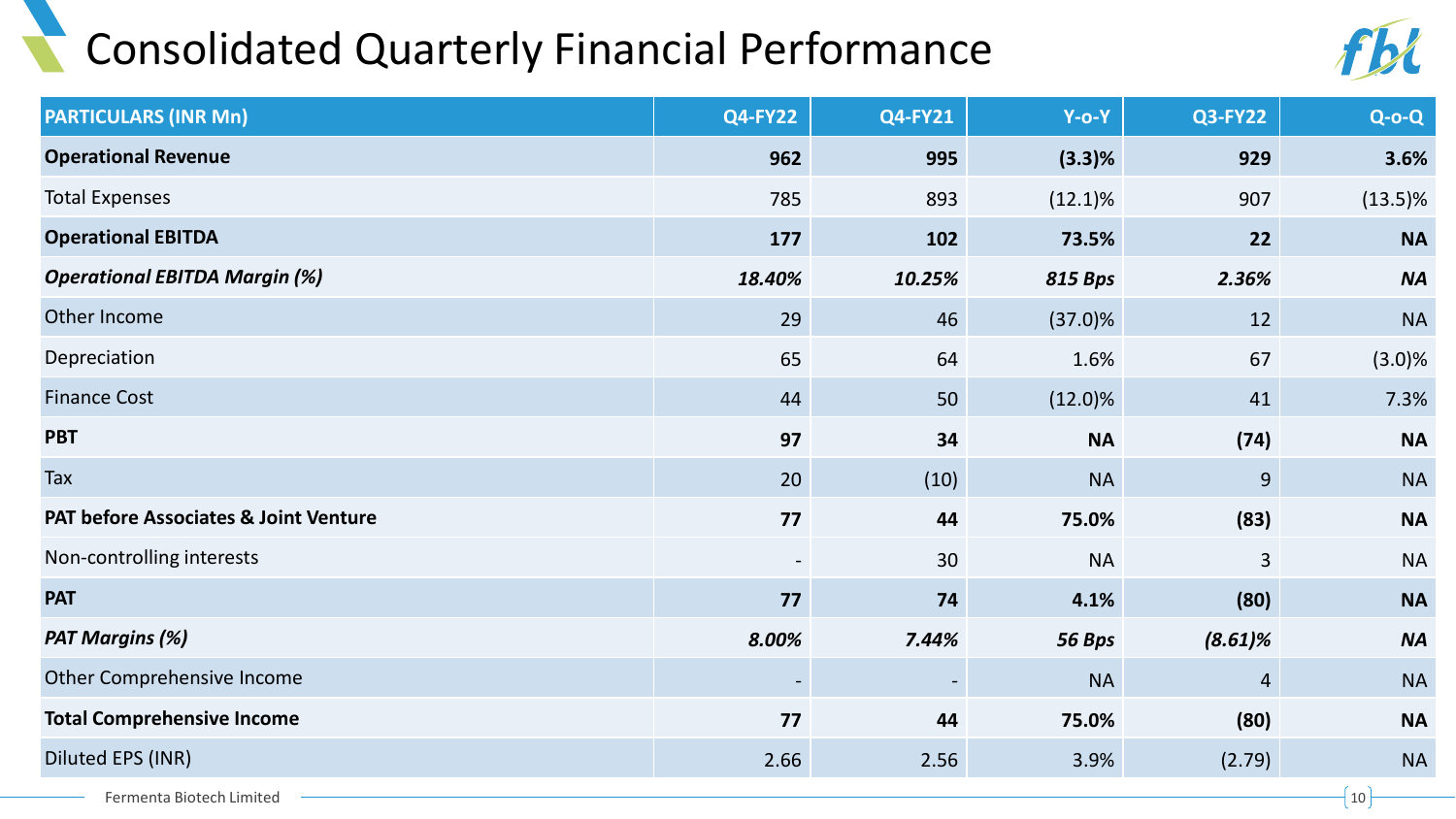# Consolidated Quarterly Financial Performance

| PARTICULARS (INR Mn) | Q4-FY22 | Q4-FY21 | Y-o-Y | Q3-FY22 | Q-o-Q |
|---|---|---|---|---|---|
| **Operational Revenue** | **962** | **995** | **(3.3)%** | **929** | **3.6%** |
| Total Expenses | 785 | 893 | (12.1)% | 907 | (13.5)% |
| **Operational EBITDA** | **177** | **102** | **73.5%** | **22** | **NA** |
| ***Operational EBITDA Margin (%)*** | ***18.40%*** | ***10.25%*** | ***815 Bps*** | ***2.36%*** | ***NA*** |
| Other Income | 29 | 46 | (37.0)% | 12 | NA |
| Depreciation | 65 | 64 | 1.6% | 67 | (3.0)% |
| Finance Cost | 44 | 50 | (12.0)% | 41 | 7.3% |
| **PBT** | **97** | **34** | **NA** | **(74)** | **NA** |
| Tax | 20 | (10) | NA | 9 | NA |
| **PAT before Associates & Joint Venture** | **77** | **44** | **75.0%** | **(83)** | **NA** |
| Non-controlling interests | - | 30 | NA | 3 | NA |
| **PAT** | **77** | **74** | **4.1%** | **(80)** | **NA** |
| ***PAT Margins (%)*** | ***8.00%*** | ***7.44%*** | ***56 Bps*** | ***(8.61)%*** | ***NA*** |
| Other Comprehensive Income | - | - | NA | 4 | NA |
| **Total Comprehensive Income** | **77** | **44** | **75.0%** | **(80)** | **NA** |
| Diluted EPS (INR) | 2.66 | 2.56 | 3.9% | (2.79) | NA |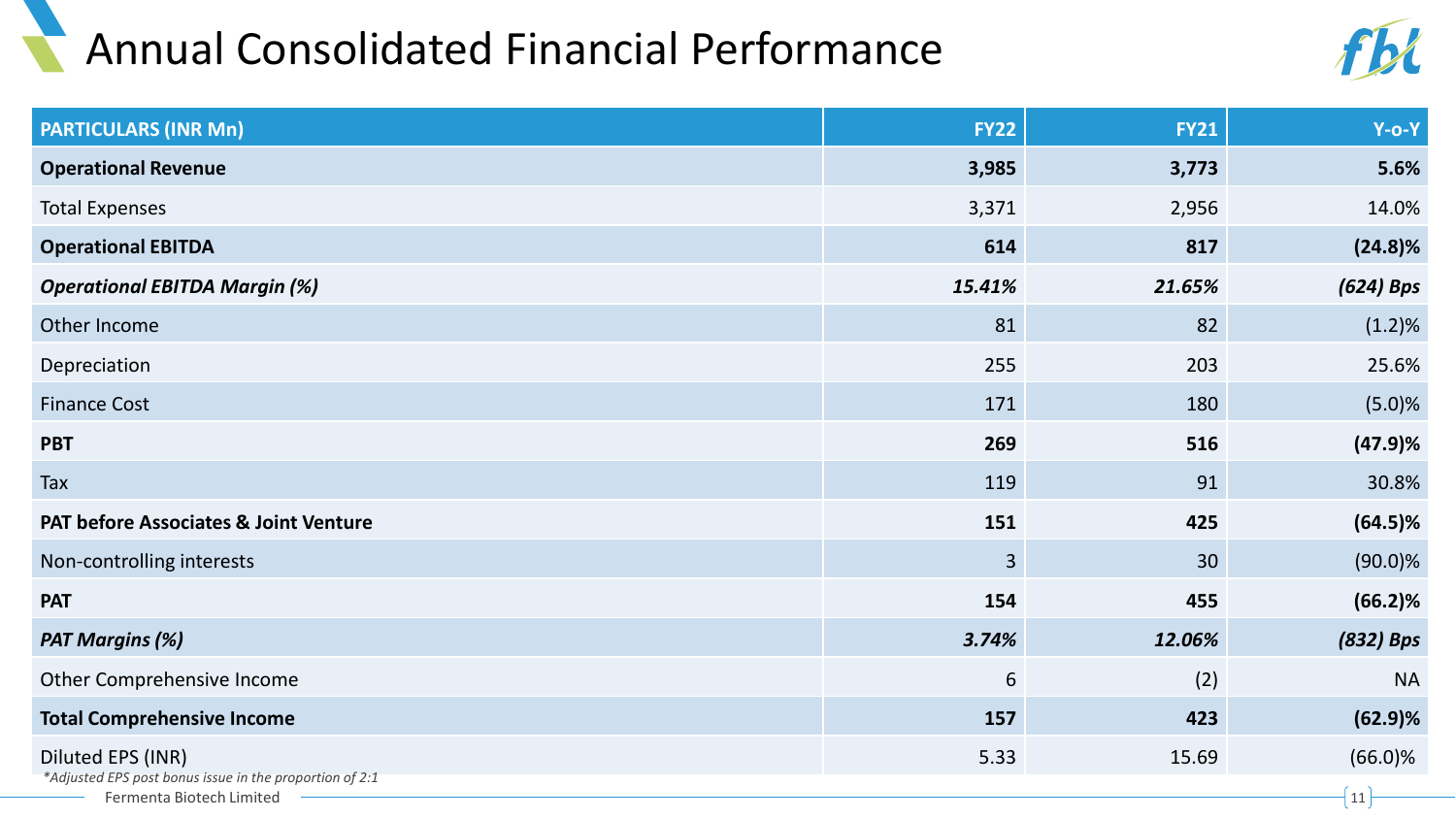# Annual Consolidated Financial Performance

| PARTICULARS (INR Mn) | FY22 | FY21 | Y-o-Y |
| --- | --- | --- | --- |
| **Operational Revenue** | **3,985** | **3,773** | **5.6%** |
| Total Expenses | 3,371 | 2,956 | 14.0% |
| **Operational EBITDA** | **614** | **817** | **(24.8)%** |
| ***Operational EBITDA Margin (%)*** | ***15.41%*** | ***21.65%*** | ***(624) Bps*** |
| Other Income | 81 | 82 | (1.2)% |
| Depreciation | 255 | 203 | 25.6% |
| Finance Cost | 171 | 180 | (5.0)% |
| **PBT** | **269** | **516** | **(47.9)%** |
| Tax | 119 | 91 | 30.8% |
| **PAT before Associates & Joint Venture** | **151** | **425** | **(64.5)%** |
| Non-controlling interests | 3 | 30 | (90.0)% |
| **PAT** | **154** | **455** | **(66.2)%** |
| ***PAT Margins (%)*** | ***3.74%*** | ***12.06%*** | ***(832) Bps*** |
| Other Comprehensive Income | 6 | (2) | NA |
| **Total Comprehensive Income** | **157** | **423** | **(62.9)%** |
| Diluted EPS (INR) | 5.33 | 15.69 | (66.0)% |

*Adjusted EPS post bonus issue in the proportion of 2:1*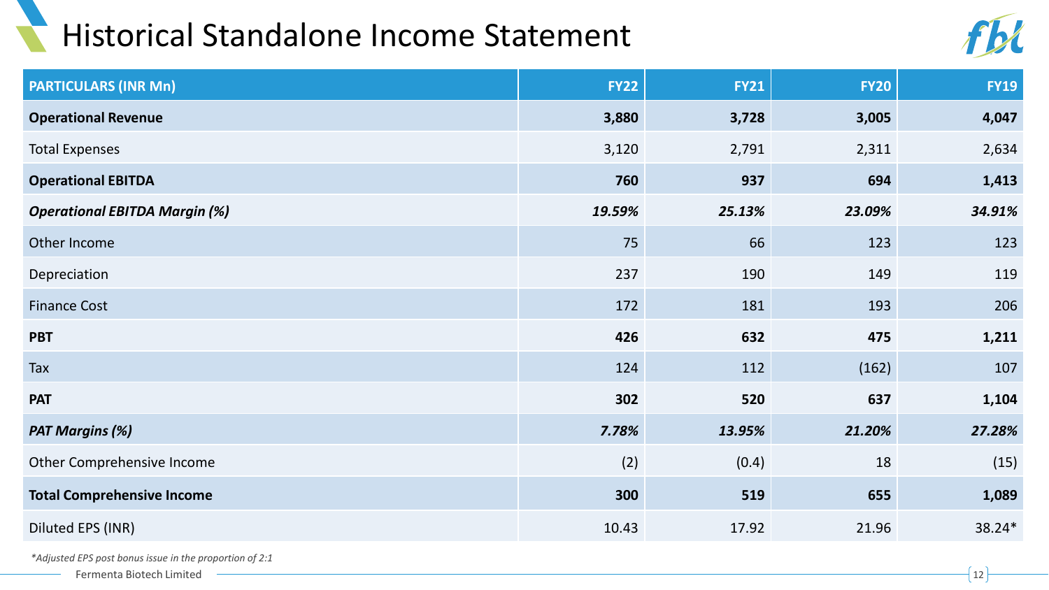# Historical Standalone Income Statement

| PARTICULARS (INR Mn) | FY22 | FY21 | FY20 | FY19 |
|---|---|---|---|---|
| **Operational Revenue** | **3,880** | **3,728** | **3,005** | **4,047** |
| Total Expenses | 3,120 | 2,791 | 2,311 | 2,634 |
| **Operational EBITDA** | **760** | **937** | **694** | **1,413** |
| ***Operational EBITDA Margin (%)*** | ***19.59%*** | ***25.13%*** | ***23.09%*** | ***34.91%*** |
| Other Income | 75 | 66 | 123 | 123 |
| Depreciation | 237 | 190 | 149 | 119 |
| Finance Cost | 172 | 181 | 193 | 206 |
| **PBT** | **426** | **632** | **475** | **1,211** |
| Tax | 124 | 112 | (162) | 107 |
| **PAT** | **302** | **520** | **637** | **1,104** |
| ***PAT Margins (%)*** | ***7.78%*** | ***13.95%*** | ***21.20%*** | ***27.28%*** |
| Other Comprehensive Income | (2) | (0.4) | 18 | (15) |
| **Total Comprehensive Income** | **300** | **519** | **655** | **1,089** |
| Diluted EPS (INR) | 10.43 | 17.92 | 21.96 | 38.24* |

*\*Adjusted EPS post bonus issue in the proportion of 2:1*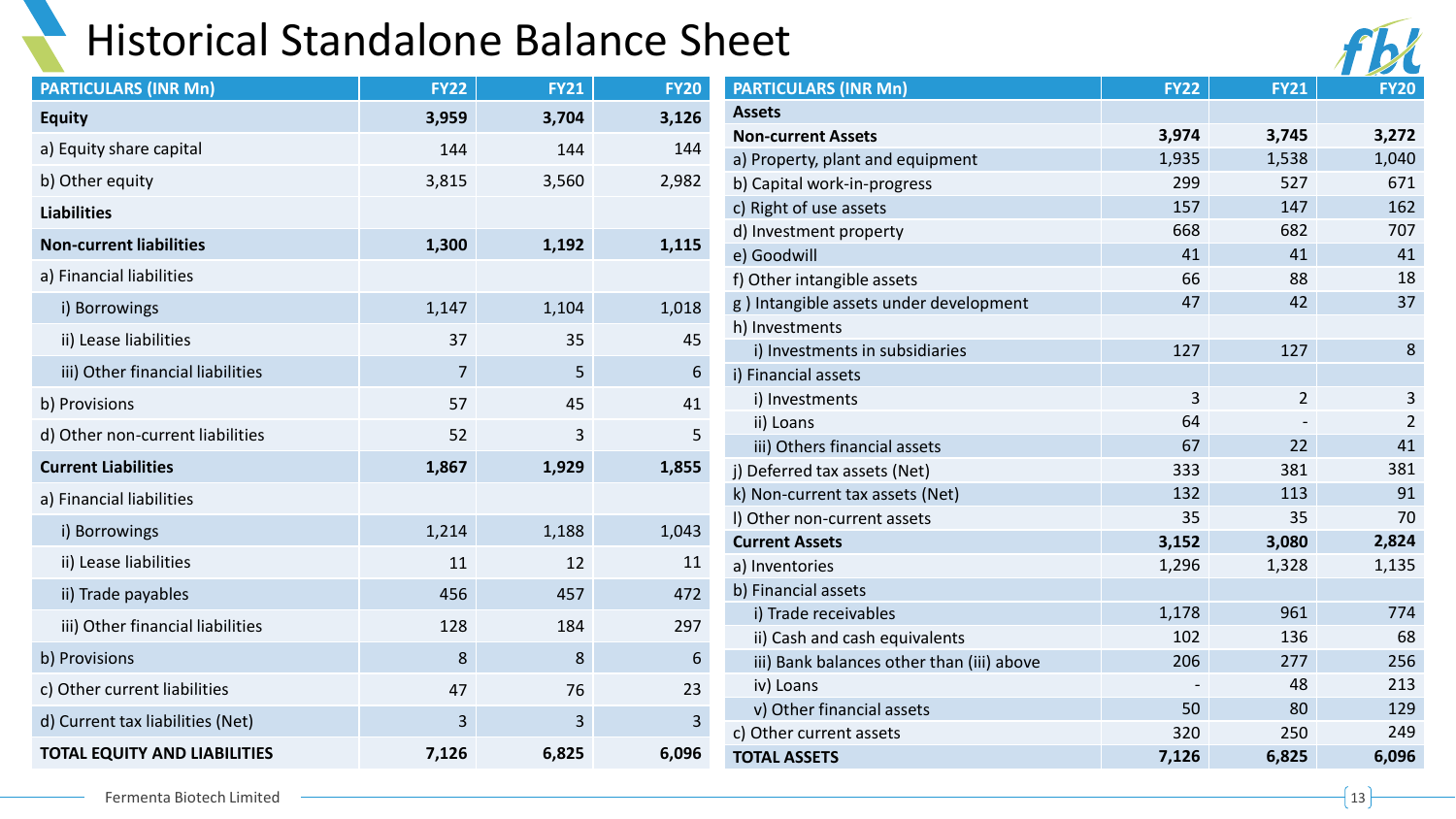# Historical Standalone Balance Sheet

| PARTICULARS (INR Mn) | FY22 | FY21 | FY20 |
|---|---|---|---|
| **Equity** | **3,959** | **3,704** | **3,126** |
| a) Equity share capital | 144 | 144 | 144 |
| b) Other equity | 3,815 | 3,560 | 2,982 |
| **Liabilities** | | | |
| **Non-current liabilities** | **1,300** | **1,192** | **1,115** |
| a) Financial liabilities | | | |
| i) Borrowings | 1,147 | 1,104 | 1,018 |
| ii) Lease liabilities | 37 | 35 | 45 |
| iii) Other financial liabilities | 7 | 5 | 6 |
| b) Provisions | 57 | 45 | 41 |
| d) Other non-current liabilities | 52 | 3 | 5 |
| **Current Liabilities** | **1,867** | **1,929** | **1,855** |
| a) Financial liabilities | | | |
| i) Borrowings | 1,214 | 1,188 | 1,043 |
| ii) Lease liabilities | 11 | 12 | 11 |
| ii) Trade payables | 456 | 457 | 472 |
| iii) Other financial liabilities | 128 | 184 | 297 |
| b) Provisions | 8 | 8 | 6 |
| c) Other current liabilities | 47 | 76 | 23 |
| d) Current tax liabilities (Net) | 3 | 3 | 3 |
| **TOTAL EQUITY AND LIABILITIES** | **7,126** | **6,825** | **6,096** |

| PARTICULARS (INR Mn) | FY22 | FY21 | FY20 |
|---|---|---|---|
| **Assets** | | | |
| **Non-current Assets** | **3,974** | **3,745** | **3,272** |
| a) Property, plant and equipment | 1,935 | 1,538 | 1,040 |
| b) Capital work-in-progress | 299 | 527 | 671 |
| c) Right of use assets | 157 | 147 | 162 |
| d) Investment property | 668 | 682 | 707 |
| e) Goodwill | 41 | 41 | 41 |
| f) Other intangible assets | 66 | 88 | 18 |
| g ) Intangible assets under development | 47 | 42 | 37 |
| h) Investments | | | |
| i) Investments in subsidiaries | 127 | 127 | 8 |
| i) Financial assets | | | |
| i) Investments | 3 | 2 | 3 |
| ii) Loans | 64 | - | 2 |
| iii) Others financial assets | 67 | 22 | 41 |
| j) Deferred tax assets (Net) | 333 | 381 | 381 |
| k) Non-current tax assets (Net) | 132 | 113 | 91 |
| l) Other non-current assets | 35 | 35 | 70 |
| **Current Assets** | **3,152** | **3,080** | **2,824** |
| a) Inventories | 1,296 | 1,328 | 1,135 |
| b) Financial assets | | | |
| i) Trade receivables | 1,178 | 961 | 774 |
| ii) Cash and cash equivalents | 102 | 136 | 68 |
| iii) Bank balances other than (iii) above | 206 | 277 | 256 |
| iv) Loans | - | 48 | 213 |
| v) Other financial assets | 50 | 80 | 129 |
| c) Other current assets | 320 | 250 | 249 |
| **TOTAL ASSETS** | **7,126** | **6,825** | **6,096** |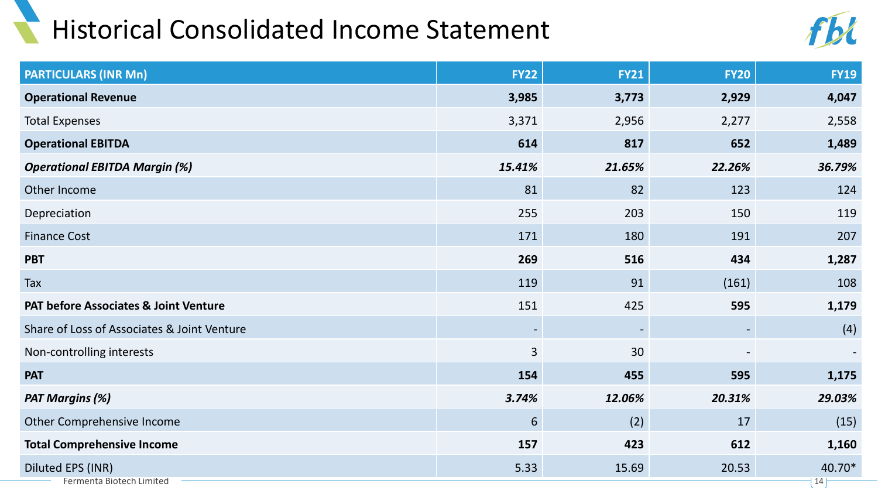# Historical Consolidated Income Statement

| PARTICULARS (INR Mn) | FY22 | FY21 | FY20 | FY19 |
|---|---|---|---|---|
| **Operational Revenue** | **3,985** | **3,773** | **2,929** | **4,047** |
| Total Expenses | 3,371 | 2,956 | 2,277 | 2,558 |
| **Operational EBITDA** | **614** | **817** | **652** | **1,489** |
| ***Operational EBITDA Margin (%)*** | ***15.41%*** | ***21.65%*** | ***22.26%*** | ***36.79%*** |
| Other Income | 81 | 82 | 123 | 124 |
| Depreciation | 255 | 203 | 150 | 119 |
| Finance Cost | 171 | 180 | 191 | 207 |
| **PBT** | **269** | **516** | **434** | **1,287** |
| Tax | 119 | 91 | (161) | 108 |
| **PAT before Associates & Joint Venture** | 151 | 425 | **595** | **1,179** |
| Share of Loss of Associates & Joint Venture | - | - | - | (4) |
| Non-controlling interests | 3 | 30 | - | - |
| **PAT** | **154** | **455** | **595** | **1,175** |
| ***PAT Margins (%)*** | ***3.74%*** | ***12.06%*** | ***20.31%*** | ***29.03%*** |
| Other Comprehensive Income | 6 | (2) | 17 | (15) |
| **Total Comprehensive Income** | **157** | **423** | **612** | **1,160** |
| Diluted EPS (INR) | 5.33 | 15.69 | 20.53 | 40.70* |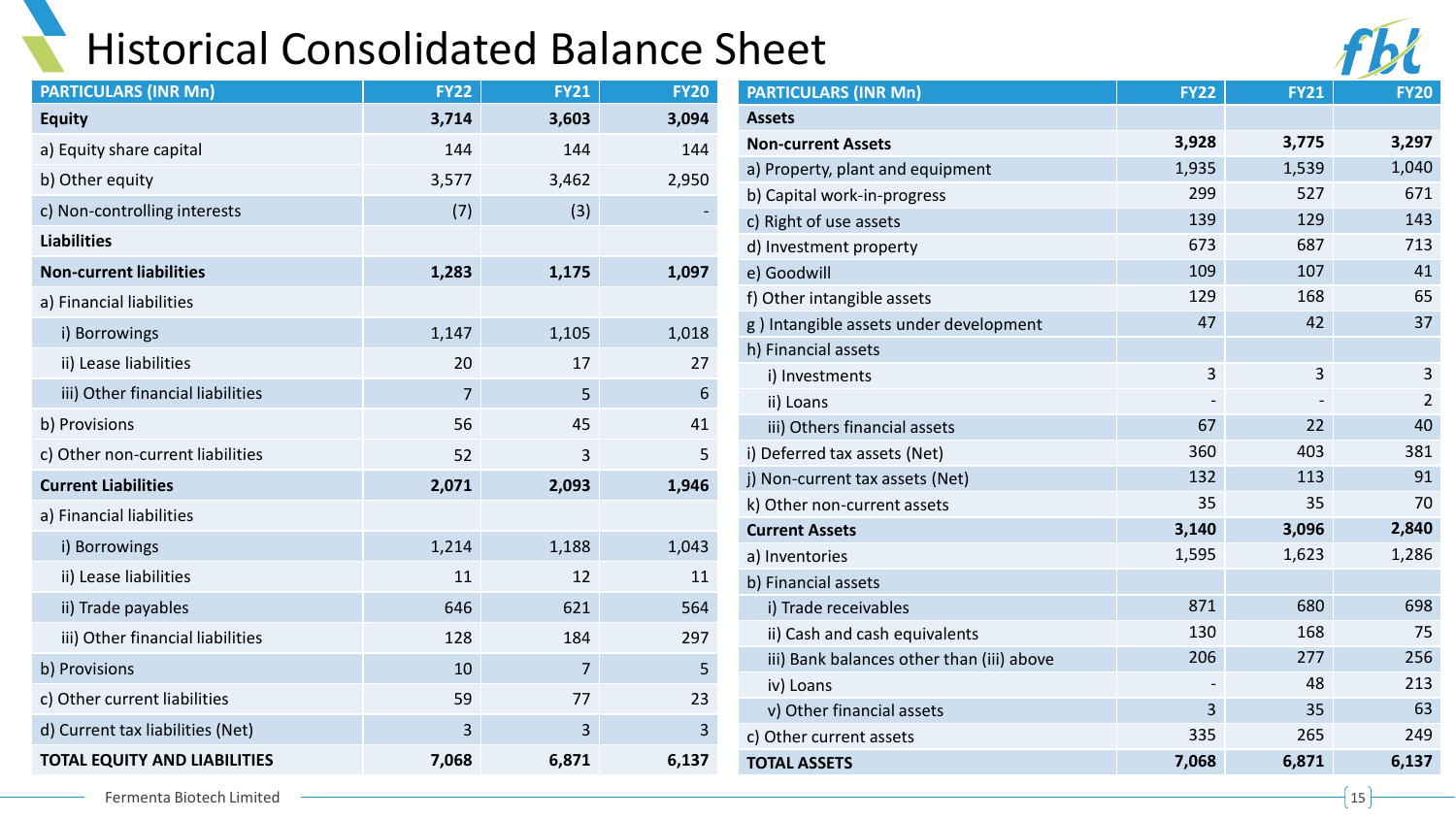# Historical Consolidated Balance Sheet

| PARTICULARS (INR Mn) | FY22 | FY21 | FY20 |
|---|---|---|---|
| **Equity** | **3,714** | **3,603** | **3,094** |
| a) Equity share capital | 144 | 144 | 144 |
| b) Other equity | 3,577 | 3,462 | 2,950 |
| c) Non-controlling interests | (7) | (3) | - |
| **Liabilities** | | | |
| **Non-current liabilities** | **1,283** | **1,175** | **1,097** |
| a) Financial liabilities | | | |
| i) Borrowings | 1,147 | 1,105 | 1,018 |
| ii) Lease liabilities | 20 | 17 | 27 |
| iii) Other financial liabilities | 7 | 5 | 6 |
| b) Provisions | 56 | 45 | 41 |
| c) Other non-current liabilities | 52 | 3 | 5 |
| **Current Liabilities** | **2,071** | **2,093** | **1,946** |
| a) Financial liabilities | | | |
| i) Borrowings | 1,214 | 1,188 | 1,043 |
| ii) Lease liabilities | 11 | 12 | 11 |
| ii) Trade payables | 646 | 621 | 564 |
| iii) Other financial liabilities | 128 | 184 | 297 |
| b) Provisions | 10 | 7 | 5 |
| c) Other current liabilities | 59 | 77 | 23 |
| d) Current tax liabilities (Net) | 3 | 3 | 3 |
| **TOTAL EQUITY AND LIABILITIES** | **7,068** | **6,871** | **6,137** |

| PARTICULARS (INR Mn) | FY22 | FY21 | FY20 |
|---|---|---|---|
| **Assets** | | | |
| **Non-current Assets** | **3,928** | **3,775** | **3,297** |
| a) Property, plant and equipment | 1,935 | 1,539 | 1,040 |
| b) Capital work-in-progress | 299 | 527 | 671 |
| c) Right of use assets | 139 | 129 | 143 |
| d) Investment property | 673 | 687 | 713 |
| e) Goodwill | 109 | 107 | 41 |
| f) Other intangible assets | 129 | 168 | 65 |
| g ) Intangible assets under development | 47 | 42 | 37 |
| h) Financial assets | | | |
| i) Investments | 3 | 3 | 3 |
| ii) Loans | - | - | 2 |
| iii) Others financial assets | 67 | 22 | 40 |
| i) Deferred tax assets (Net) | 360 | 403 | 381 |
| j) Non-current tax assets (Net) | 132 | 113 | 91 |
| k) Other non-current assets | 35 | 35 | 70 |
| **Current Assets** | **3,140** | **3,096** | **2,840** |
| a) Inventories | 1,595 | 1,623 | 1,286 |
| b) Financial assets | | | |
| i) Trade receivables | 871 | 680 | 698 |
| ii) Cash and cash equivalents | 130 | 168 | 75 |
| iii) Bank balances other than (iii) above | 206 | 277 | 256 |
| iv) Loans | - | 48 | 213 |
| v) Other financial assets | 3 | 35 | 63 |
| c) Other current assets | 335 | 265 | 249 |
| **TOTAL ASSETS** | **7,068** | **6,871** | **6,137** |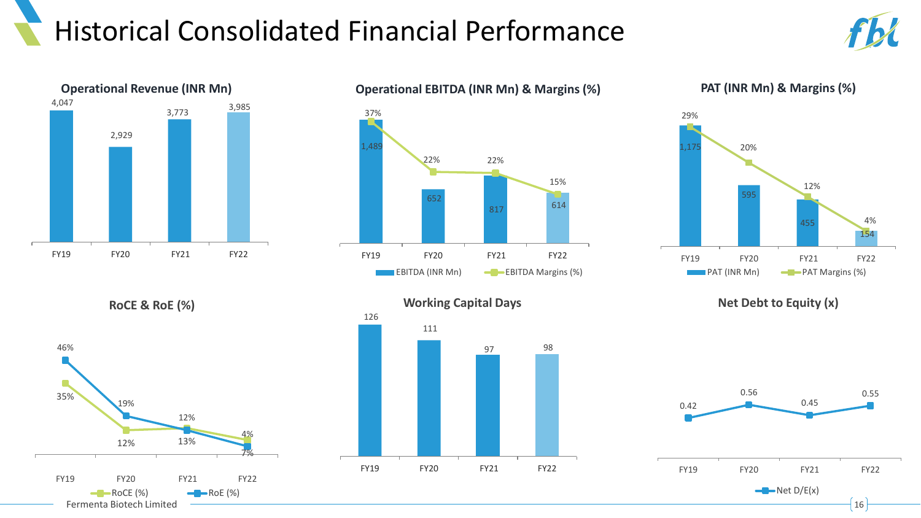# Historical Consolidated Financial Performance

### Operational Revenue (INR Mn)

| | FY19 | FY20 | FY21 | FY22 |
|---|---|---|---|---|
| Operational Revenue (INR Mn) | 4,047 | 2,929 | 3,773 | 3,985 |

### Operational EBITDA (INR Mn) & Margins (%)

| | FY19 | FY20 | FY21 | FY22 |
|---|---|---|---|---|
| EBITDA (INR Mn) | 1,489 | 652 | 817 | 614 |
| EBITDA Margins (%) | 37% | 22% | 22% | 15% |

### PAT (INR Mn) & Margins (%)

| | FY19 | FY20 | FY21 | FY22 |
|---|---|---|---|---|
| PAT (INR Mn) | 1,175 | 595 | 455 | 154 |
| PAT Margins (%) | 29% | 20% | 12% | 4% |

### RoCE & RoE (%)

| | FY19 | FY20 | FY21 | FY22 |
|---|---|---|---|---|
| RoCE (%) | 35% | 12% | 13% | 4% |
| RoE (%) | 46% | 19% | 12% | 7% |

### Working Capital Days

| | FY19 | FY20 | FY21 | FY22 |
|---|---|---|---|---|
| Working Capital Days | 126 | 111 | 97 | 98 |

### Net Debt to Equity (x)

| | FY19 | FY20 | FY21 | FY22 |
|---|---|---|---|---|
| Net D/E(x) | 0.42 | 0.56 | 0.45 | 0.55 |

Fermenta Biotech Limited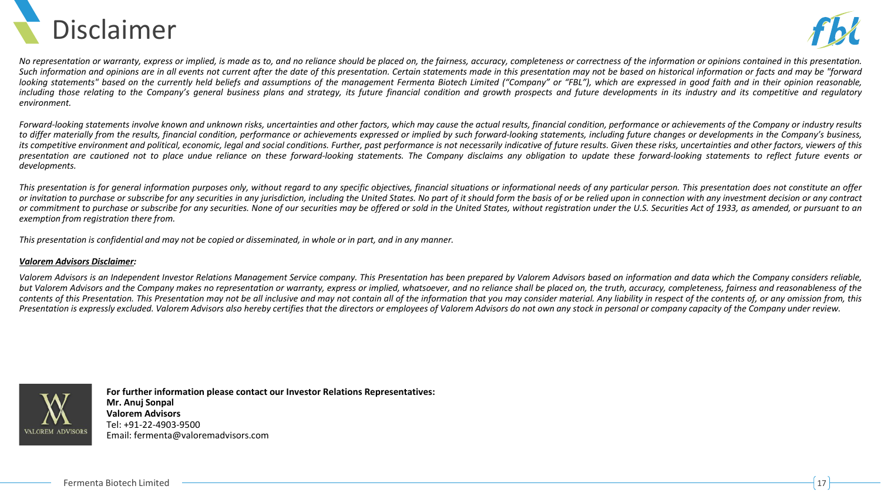# Disclaimer

*No representation or warranty, express or implied, is made as to, and no reliance should be placed on, the fairness, accuracy, completeness or correctness of the information or opinions contained in this presentation. Such information and opinions are in all events not current after the date of this presentation. Certain statements made in this presentation may not be based on historical information or facts and may be "forward looking statements" based on the currently held beliefs and assumptions of the management Fermenta Biotech Limited ("Company" or "FBL"), which are expressed in good faith and in their opinion reasonable, including those relating to the Company's general business plans and strategy, its future financial condition and growth prospects and future developments in its industry and its competitive and regulatory environment.*

*Forward-looking statements involve known and unknown risks, uncertainties and other factors, which may cause the actual results, financial condition, performance or achievements of the Company or industry results to differ materially from the results, financial condition, performance or achievements expressed or implied by such forward-looking statements, including future changes or developments in the Company's business, its competitive environment and political, economic, legal and social conditions. Further, past performance is not necessarily indicative of future results. Given these risks, uncertainties and other factors, viewers of this presentation are cautioned not to place undue reliance on these forward-looking statements. The Company disclaims any obligation to update these forward-looking statements to reflect future events or developments.*

*This presentation is for general information purposes only, without regard to any specific objectives, financial situations or informational needs of any particular person. This presentation does not constitute an offer or invitation to purchase or subscribe for any securities in any jurisdiction, including the United States. No part of it should form the basis of or be relied upon in connection with any investment decision or any contract or commitment to purchase or subscribe for any securities. None of our securities may be offered or sold in the United States, without registration under the U.S. Securities Act of 1933, as amended, or pursuant to an exemption from registration there from.*

*This presentation is confidential and may not be copied or disseminated, in whole or in part, and in any manner.*

***Valorem Advisors Disclaimer:***

*Valorem Advisors is an Independent Investor Relations Management Service company. This Presentation has been prepared by Valorem Advisors based on information and data which the Company considers reliable, but Valorem Advisors and the Company makes no representation or warranty, express or implied, whatsoever, and no reliance shall be placed on, the truth, accuracy, completeness, fairness and reasonableness of the contents of this Presentation. This Presentation may not be all inclusive and may not contain all of the information that you may consider material. Any liability in respect of the contents of, or any omission from, this Presentation is expressly excluded. Valorem Advisors also hereby certifies that the directors or employees of Valorem Advisors do not own any stock in personal or company capacity of the Company under review.*

VALOREM ADVISORS

**For further information please contact our Investor Relations Representatives:**
**Mr. Anuj Sonpal**
**Valorem Advisors**
Tel: +91-22-4903-9500
Email: fermenta@valoremadvisors.com